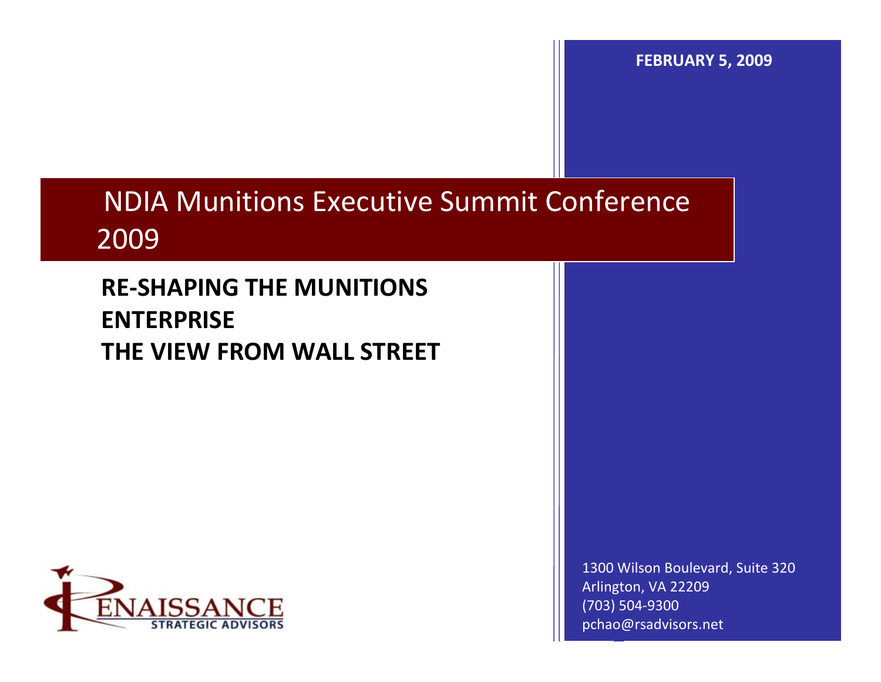FEBRUARY 5, 2009

# NDIA Munitions Executive Summit Conference 2009

## RE-SHAPING THE MUNITIONS ENTERPRISE
## THE VIEW FROM WALL STREET

RENAISSANCE STRATEGIC ADVISORS

1300 Wilson Boulevard, Suite 320
Arlington, VA 22209
(703) 504-9300
pchao@rsadvisors.net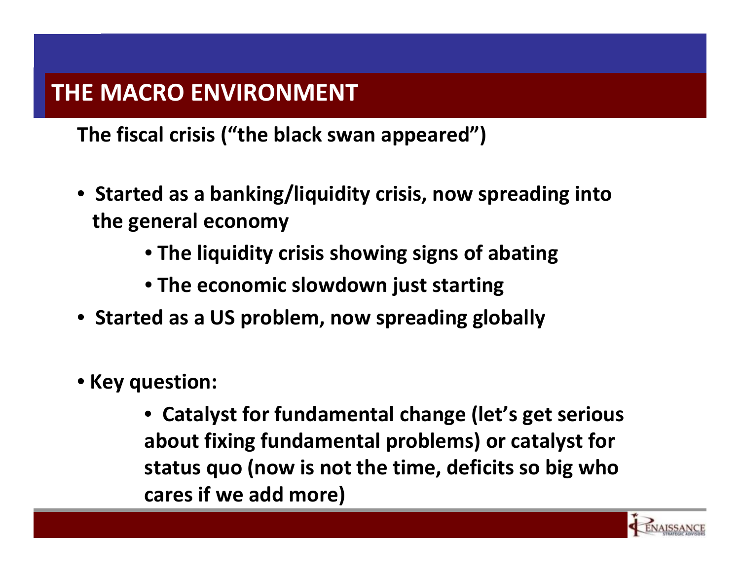# THE MACRO ENVIRONMENT

**The fiscal crisis ("the black swan appeared")**

- **Started as a banking/liquidity crisis, now spreading into the general economy**
  - **The liquidity crisis showing signs of abating**
  - **The economic slowdown just starting**
- **Started as a US problem, now spreading globally**

- **Key question:**
  - **Catalyst for fundamental change (let's get serious about fixing fundamental problems) or catalyst for status quo (now is not the time, deficits so big who cares if we add more)**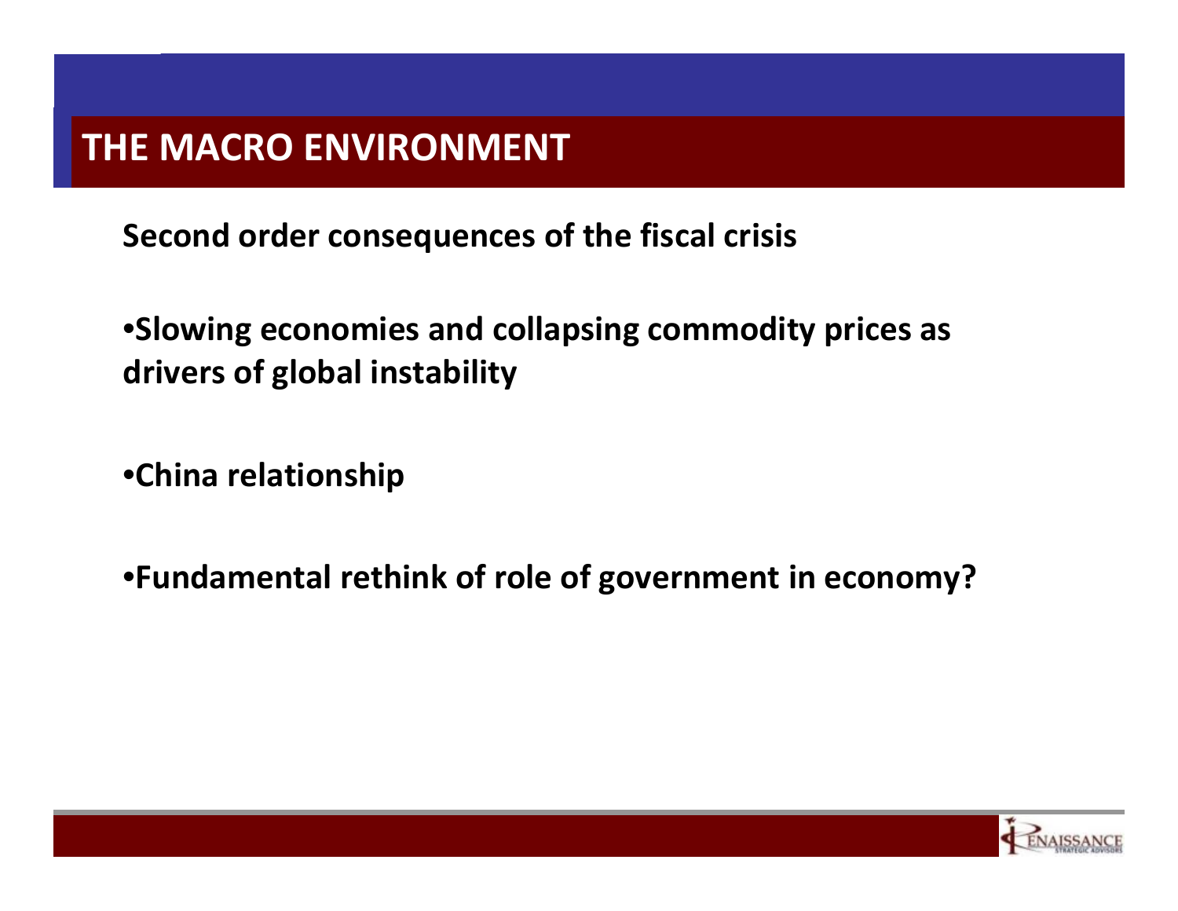# THE MACRO ENVIRONMENT

**Second order consequences of the fiscal crisis**

- **Slowing economies and collapsing commodity prices as drivers of global instability**
- **China relationship**
- **Fundamental rethink of role of government in economy?**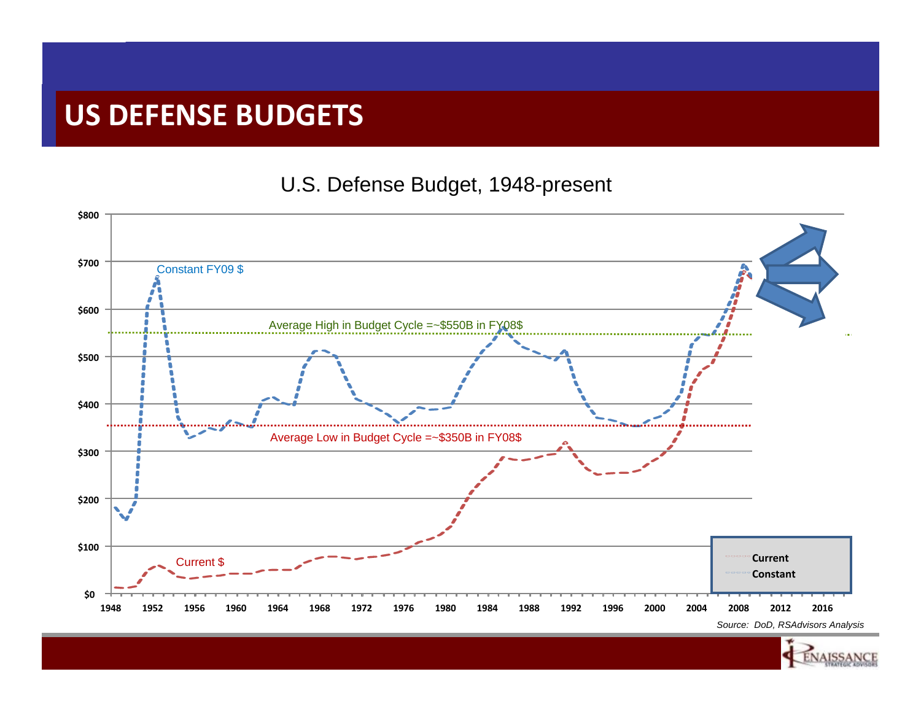# US DEFENSE BUDGETS

U.S. Defense Budget, 1948-present

Constant FY09 $

Current $

Average High in Budget Cycle =~$550B in FY08$

Average Low in Budget Cycle =~$350B in FY08$

$800, $700, $600, $500, $400, $300, $200, $100, $0

1948, 1952, 1956, 1960, 1964, 1968, 1972, 1976, 1980, 1984, 1988, 1992, 1996, 2000, 2004, 2008, 2012, 2016

Current

Constant

*Source: DoD, RSAdvisors Analysis*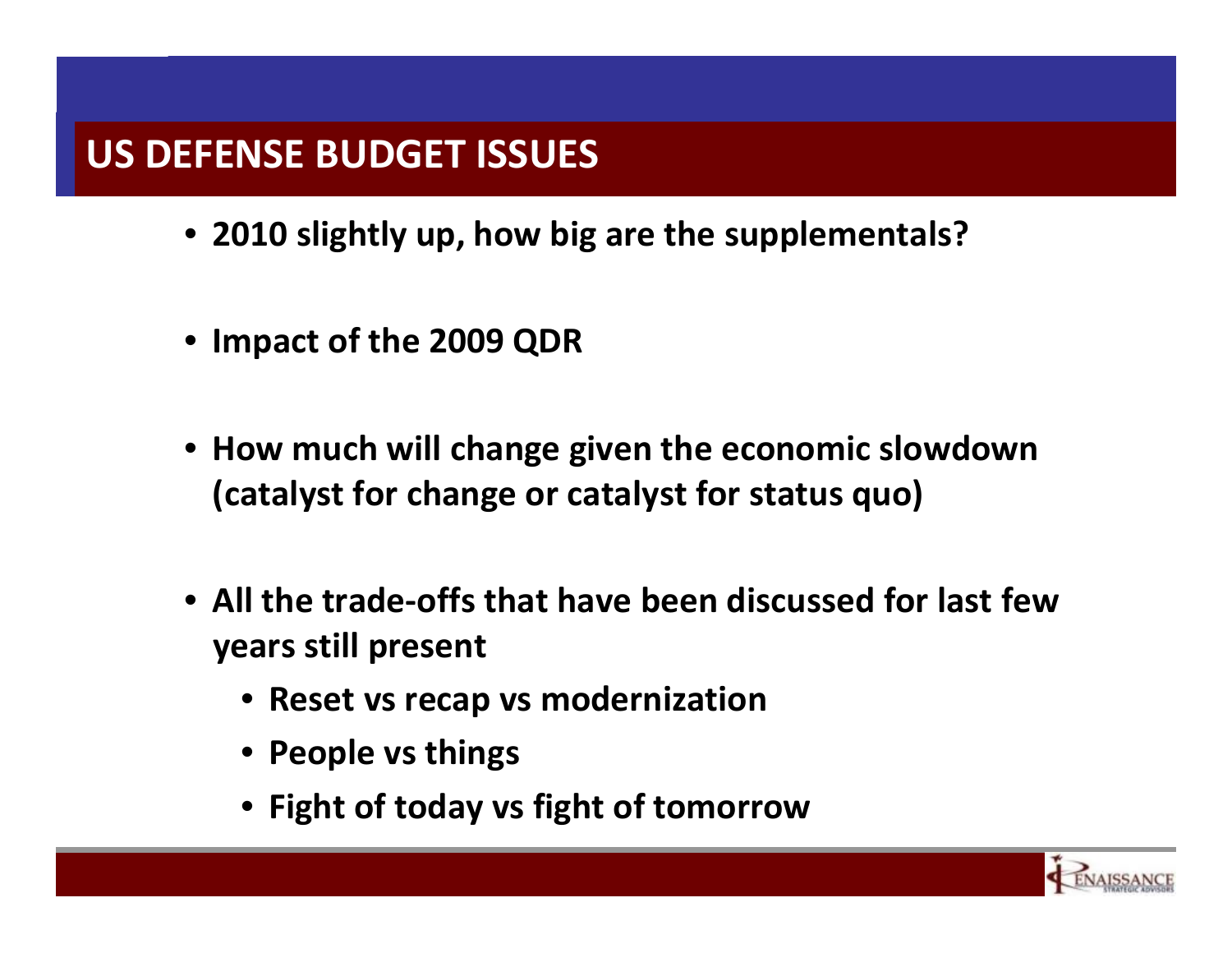# US DEFENSE BUDGET ISSUES

- **2010 slightly up, how big are the supplementals?**
- **Impact of the 2009 QDR**
- **How much will change given the economic slowdown (catalyst for change or catalyst for status quo)**
- **All the trade-offs that have been discussed for last few years still present**
  - **Reset vs recap vs modernization**
  - **People vs things**
  - **Fight of today vs fight of tomorrow**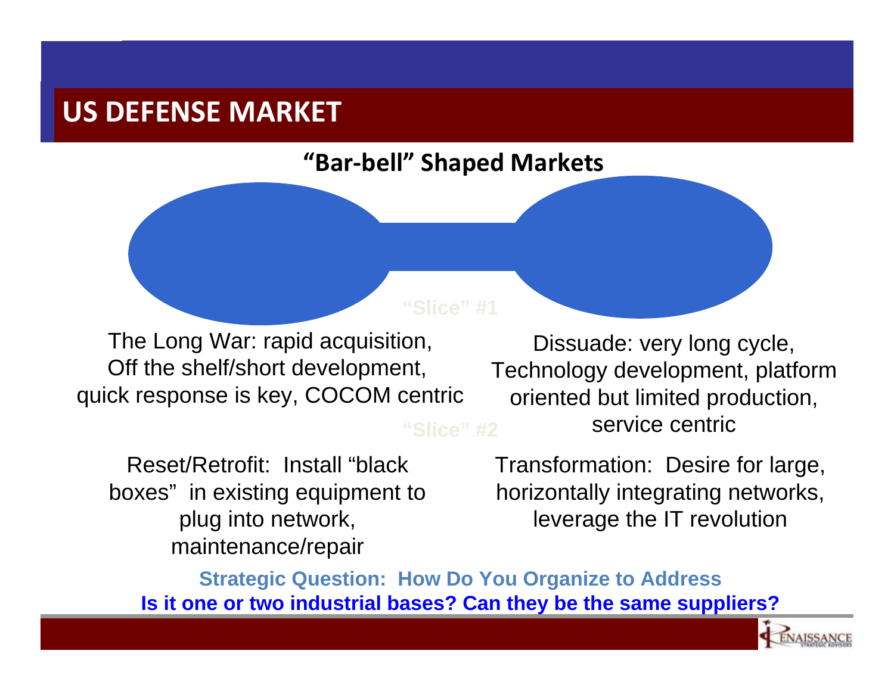# US DEFENSE MARKET

## "Bar-bell" Shaped Markets

"Slice" #1

The Long War: rapid acquisition, Off the shelf/short development, quick response is key, COCOM centric

Dissuade: very long cycle, Technology development, platform oriented but limited production, service centric

"Slice" #2

Reset/Retrofit: Install "black boxes" in existing equipment to plug into network, maintenance/repair

Transformation: Desire for large, horizontally integrating networks, leverage the IT revolution

**Strategic Question: How Do You Organize to Address**

**Is it one or two industrial bases? Can they be the same suppliers?**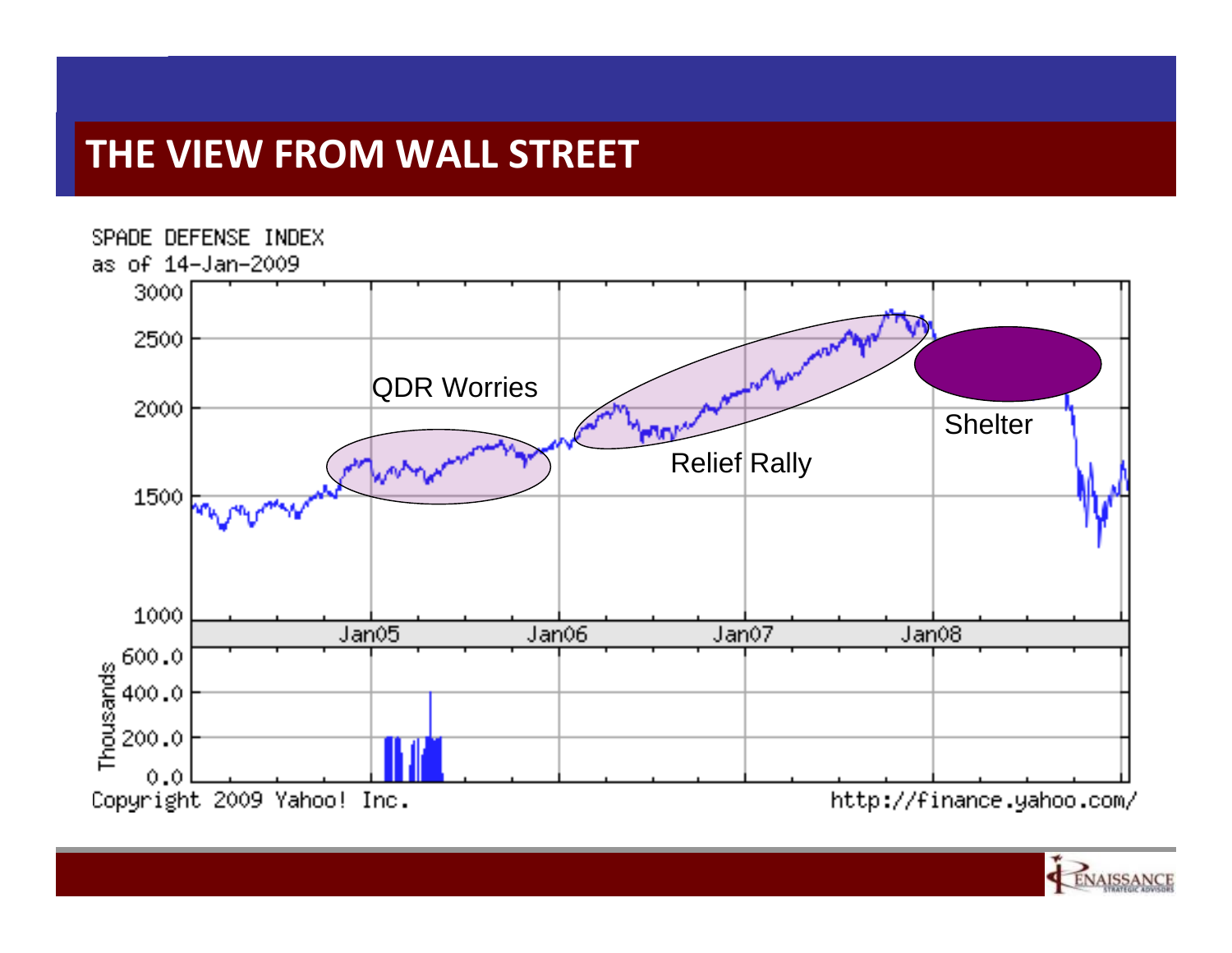# THE VIEW FROM WALL STREET

SPADE DEFENSE INDEX
as of 14-Jan-2009

QDR Worries

Relief Rally

Shelter

Copyright 2009 Yahoo! Inc.

http://finance.yahoo.com/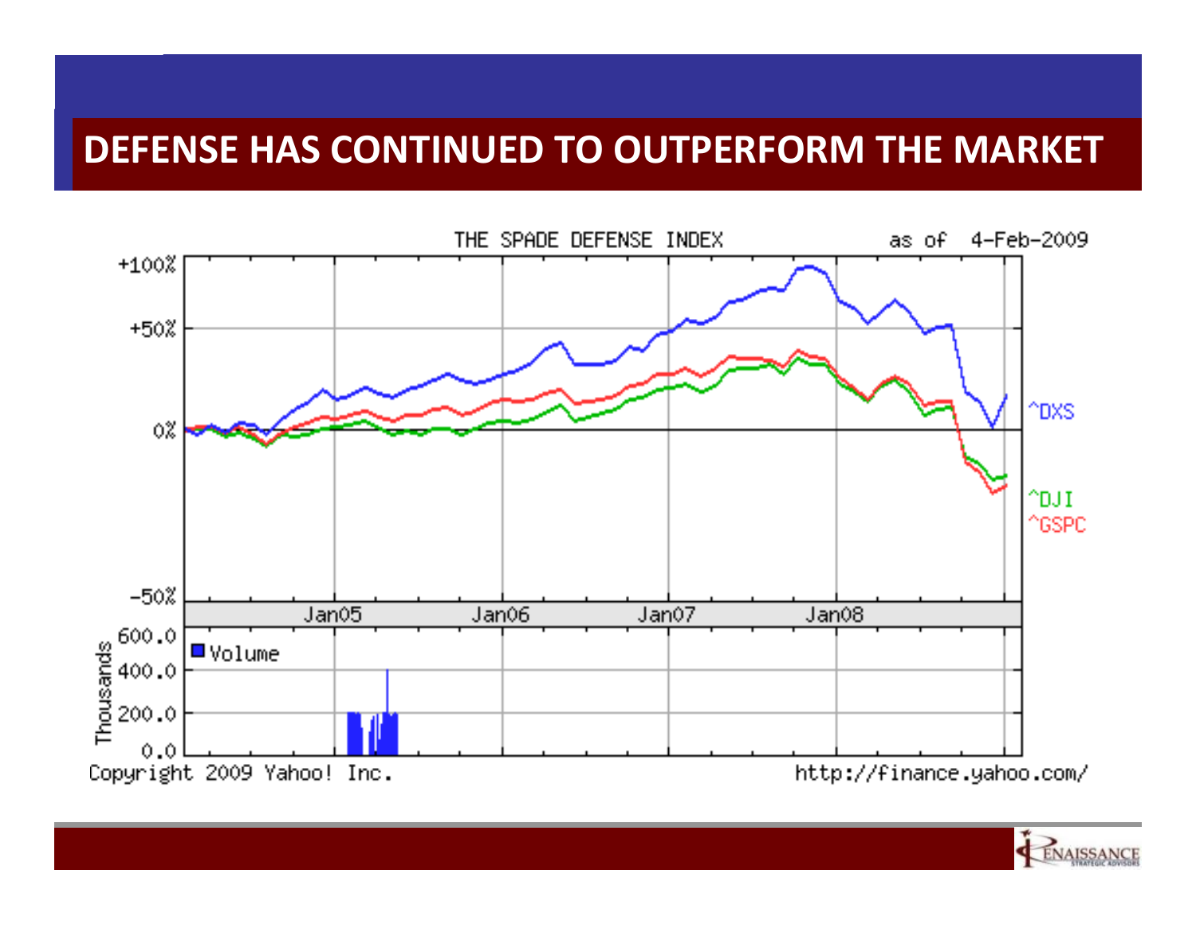# DEFENSE HAS CONTINUED TO OUTPERFORM THE MARKET

THE SPADE DEFENSE INDEX as of 4-Feb-2009

+100%
+50%
0%
-50%

Jan05 Jan06 Jan07 Jan08

^DXS
^DJI
^GSPC

Thousands
600.0
400.0
200.0
0.0

Volume

Copyright 2009 Yahoo! Inc.

http://finance.yahoo.com/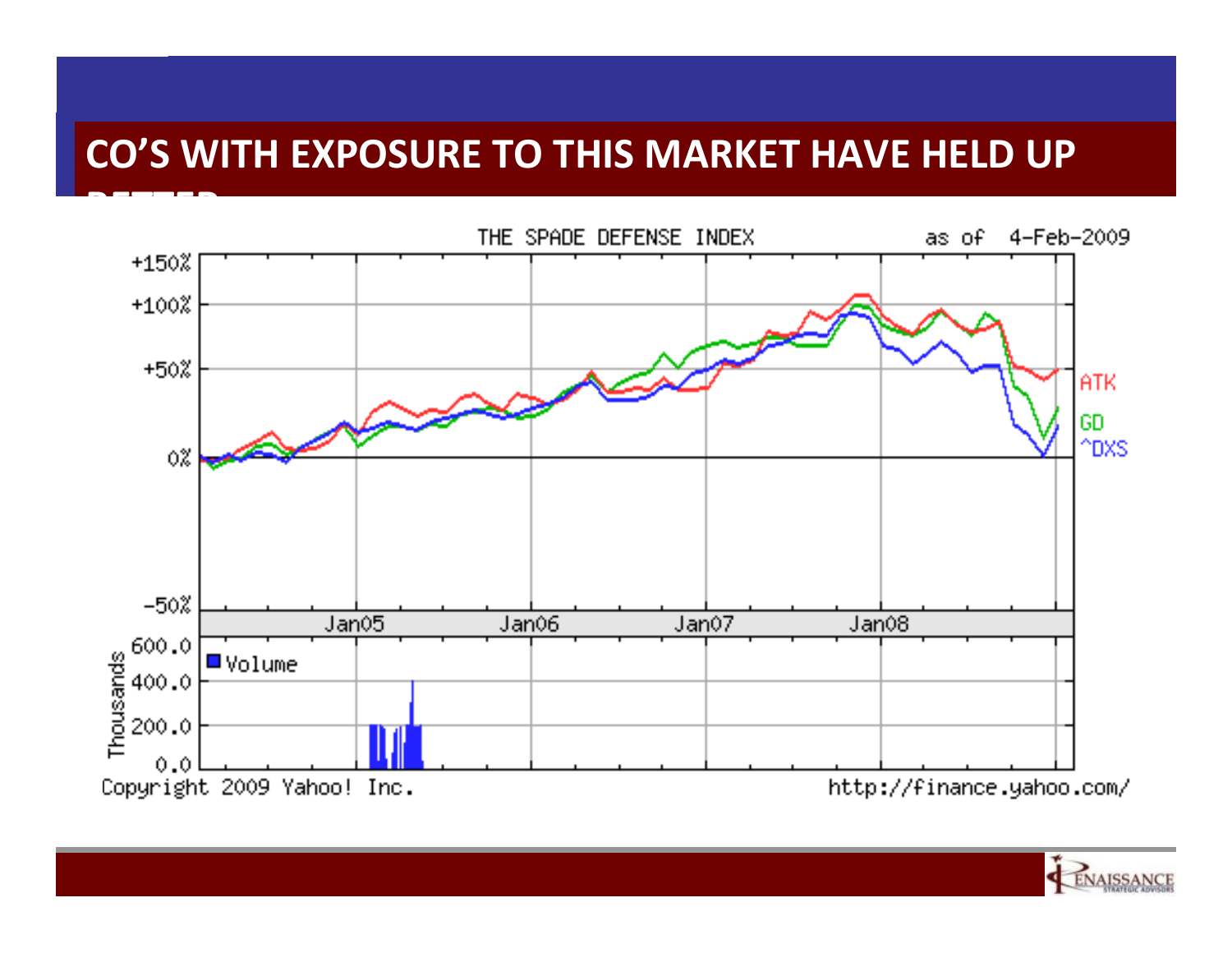# CO'S WITH EXPOSURE TO THIS MARKET HAVE HELD UP BETTER

THE SPADE DEFENSE INDEX as of 4-Feb-2009

+150%
+100%
+50%
0%
-50%

Jan05 Jan06 Jan07 Jan08

ATK
GD
^DXS

Thousands
600.0
400.0
200.0
0.0

Volume

Copyright 2009 Yahoo! Inc.

http://finance.yahoo.com/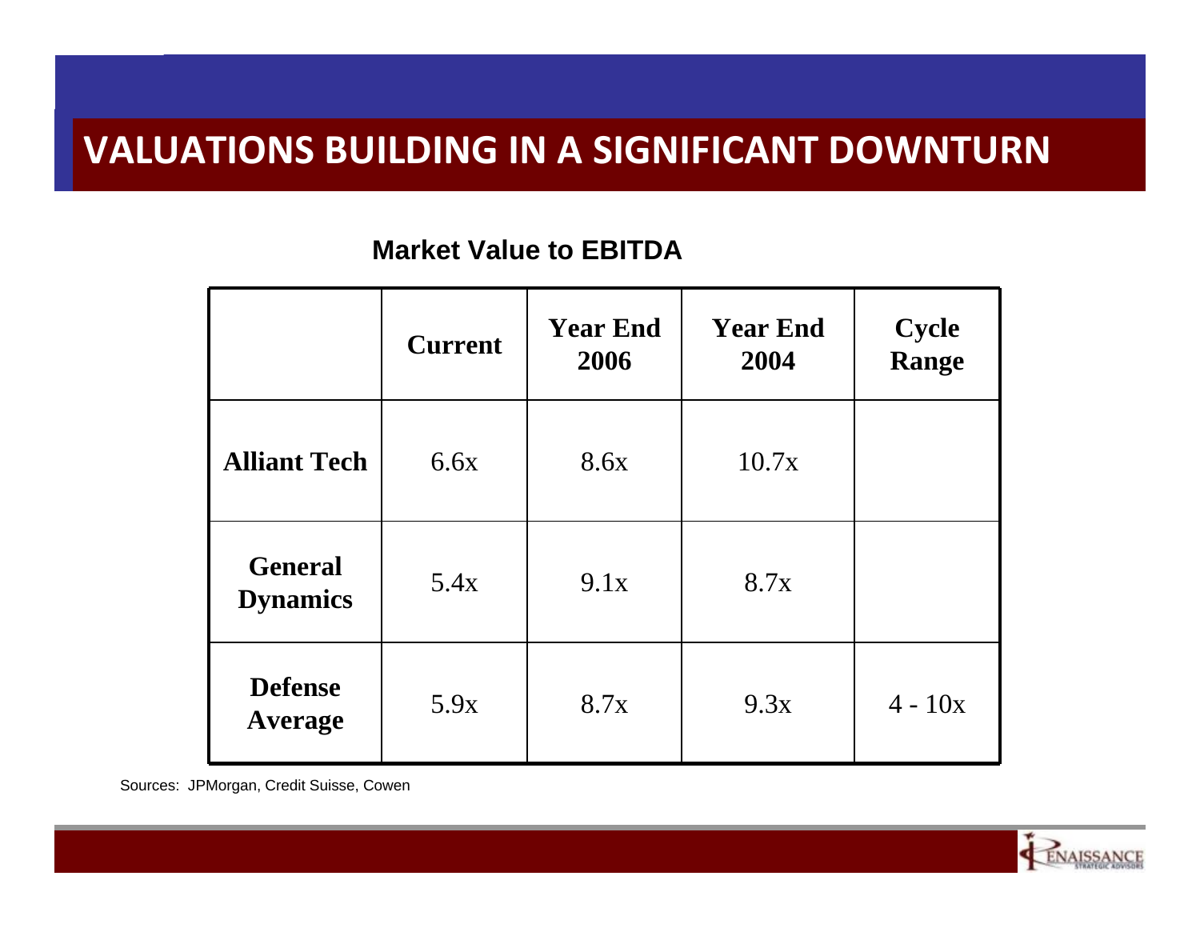# VALUATIONS BUILDING IN A SIGNIFICANT DOWNTURN

**Market Value to EBITDA**

| | Current | Year End 2006 | Year End 2004 | Cycle Range |
|---|---|---|---|---|
| **Alliant Tech** | 6.6x | 8.6x | 10.7x | |
| **General Dynamics** | 5.4x | 9.1x | 8.7x | |
| **Defense Average** | 5.9x | 8.7x | 9.3x | 4 - 10x |

Sources: JPMorgan, Credit Suisse, Cowen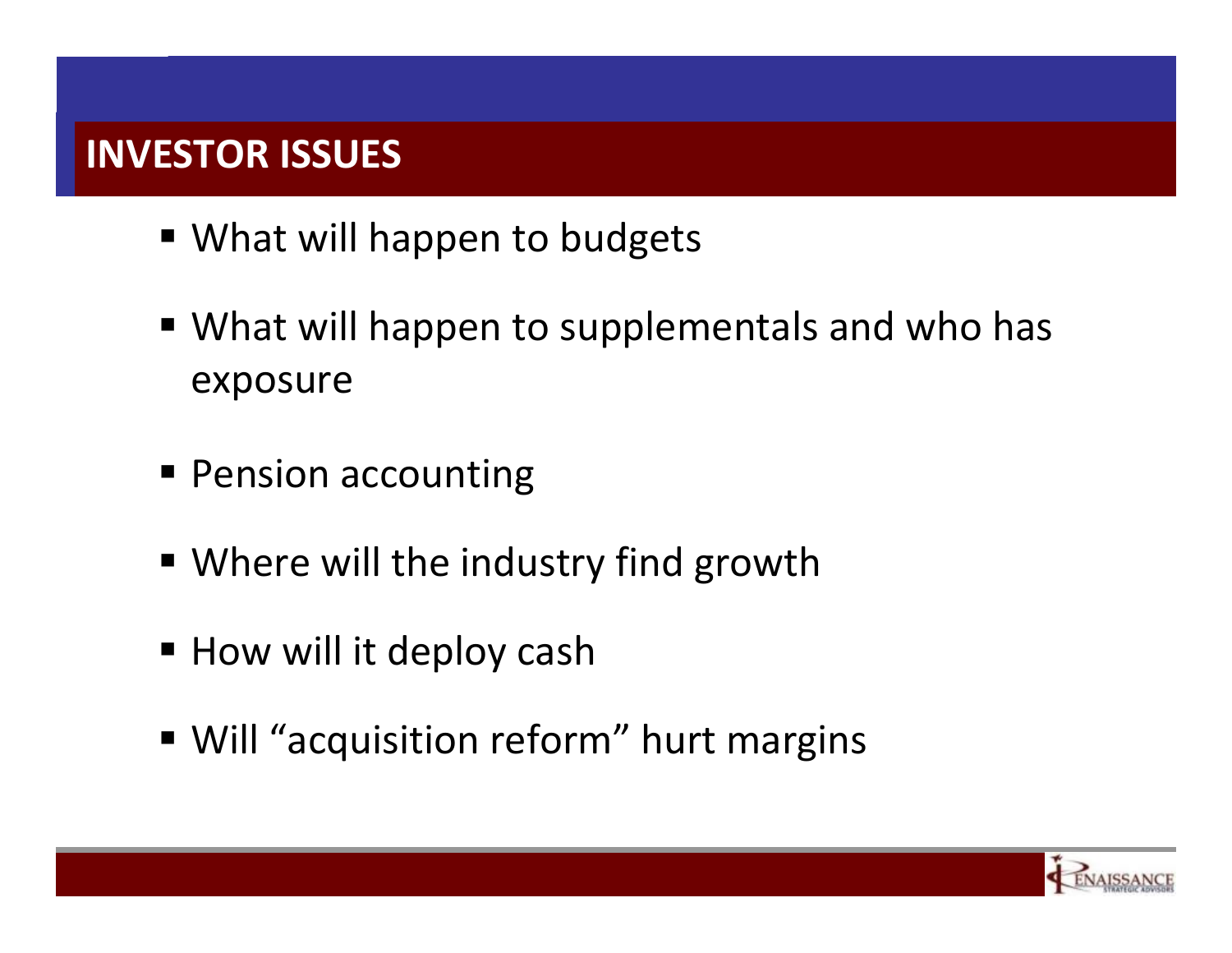# INVESTOR ISSUES

- What will happen to budgets
- What will happen to supplementals and who has exposure
- Pension accounting
- Where will the industry find growth
- How will it deploy cash
- Will “acquisition reform” hurt margins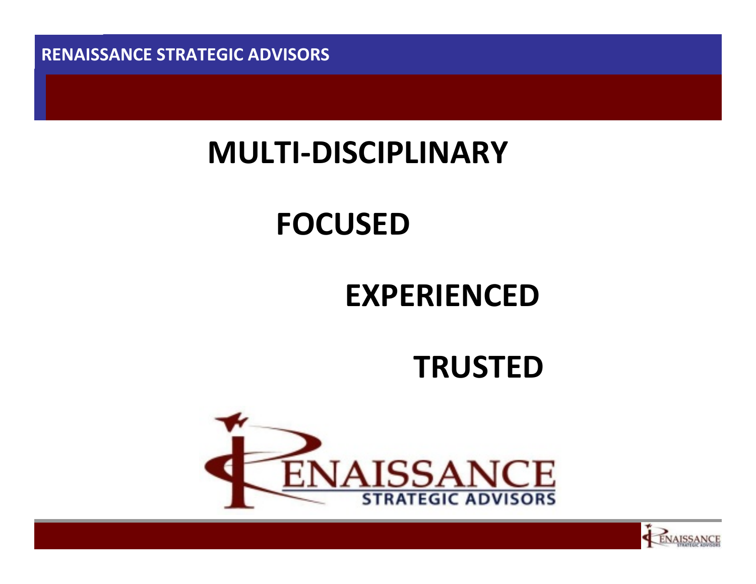# MULTI-DISCIPLINARY

# FOCUSED

# EXPERIENCED

# TRUSTED